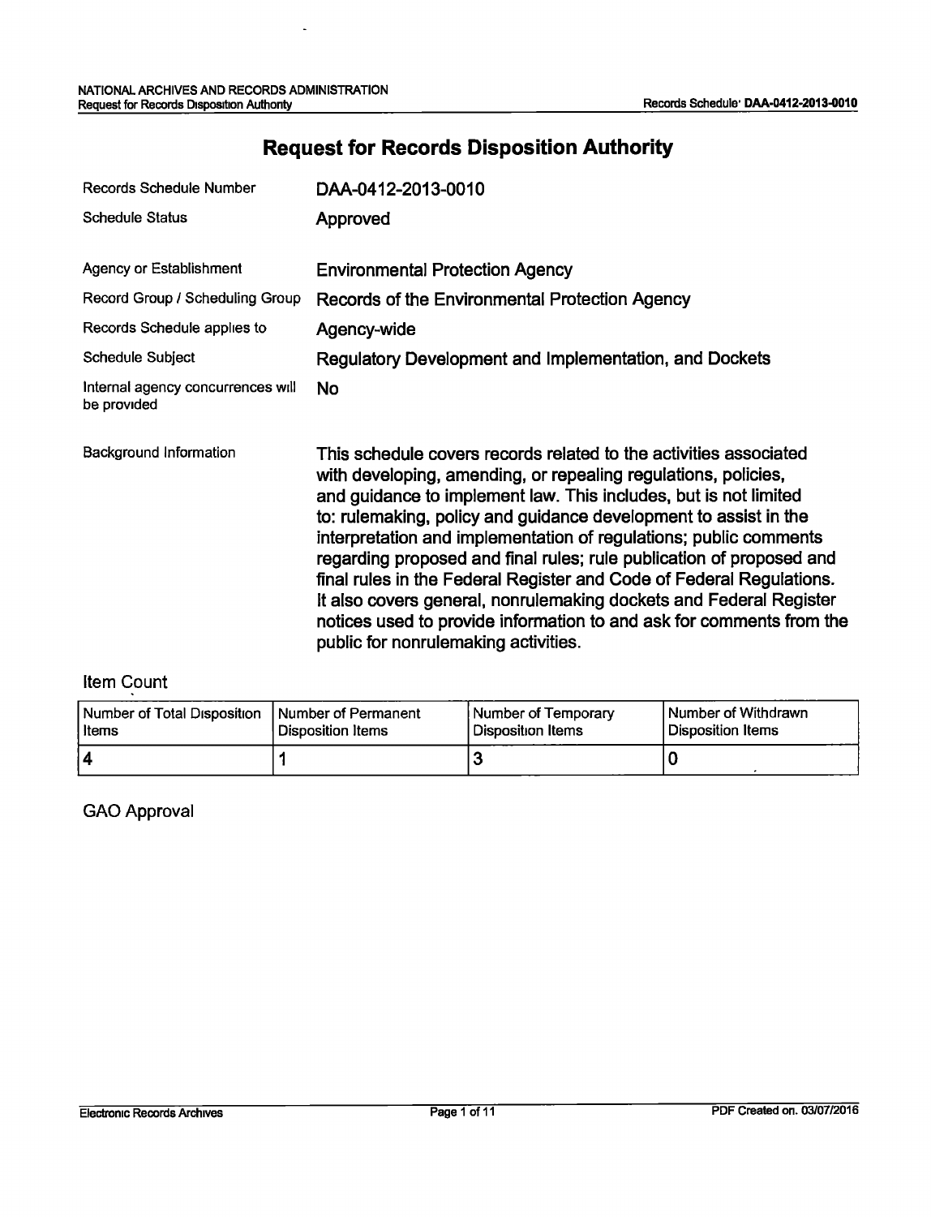# Request for Records Disposition Authority

| | |
|---|---|
| Records Schedule Number | DAA-0412-2013-0010 |
| Schedule Status | Approved |
| Agency or Establishment | Environmental Protection Agency |
| Record Group / Scheduling Group | Records of the Environmental Protection Agency |
| Records Schedule applies to | Agency-wide |
| Schedule Subject | Regulatory Development and Implementation, and Dockets |
| Internal agency concurrences will be provided | No |
| Background Information | This schedule covers records related to the activities associated with developing, amending, or repealing regulations, policies, and guidance to implement law. This includes, but is not limited to: rulemaking, policy and guidance development to assist in the interpretation and implementation of regulations; public comments regarding proposed and final rules; rule publication of proposed and final rules in the Federal Register and Code of Federal Regulations. It also covers general, nonrulemaking dockets and Federal Register notices used to provide information to and ask for comments from the public for nonrulemaking activities. |

## Item Count

| Number of Total Disposition Items | Number of Permanent Disposition Items | Number of Temporary Disposition Items | Number of Withdrawn Disposition Items |
|---|---|---|---|
| 4 | 1 | 3 | 0 |

## GAO Approval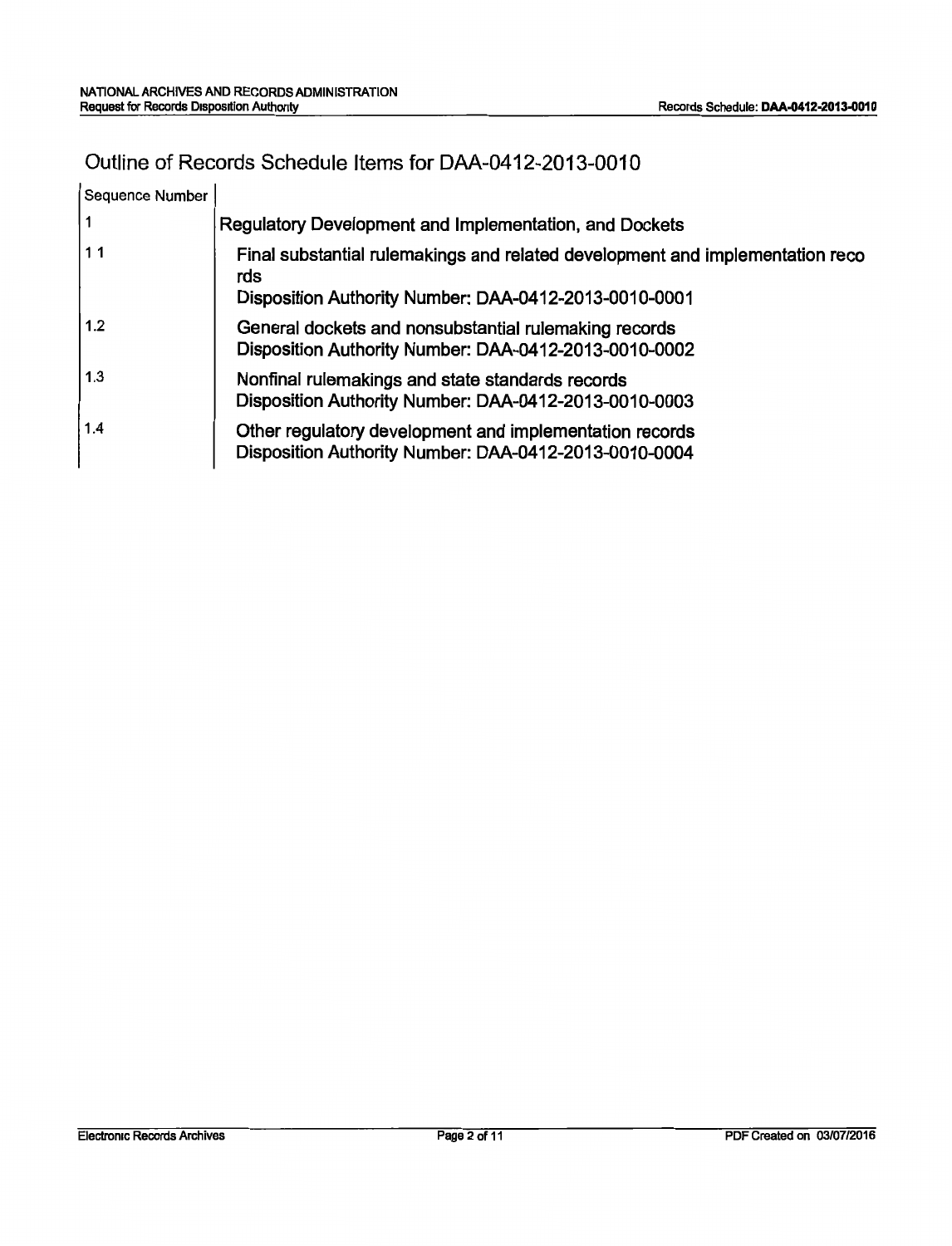# Outline of Records Schedule Items for DAA-0412-2013-0010

| Sequence Number | |
|---|---|
| 1 | Regulatory Development and Implementation, and Dockets |
| 1.1 | Final substantial rulemakings and related development and implementation records<br>Disposition Authority Number: DAA-0412-2013-0010-0001 |
| 1.2 | General dockets and nonsubstantial rulemaking records<br>Disposition Authority Number: DAA-0412-2013-0010-0002 |
| 1.3 | Nonfinal rulemakings and state standards records<br>Disposition Authority Number: DAA-0412-2013-0010-0003 |
| 1.4 | Other regulatory development and implementation records<br>Disposition Authority Number: DAA-0412-2013-0010-0004 |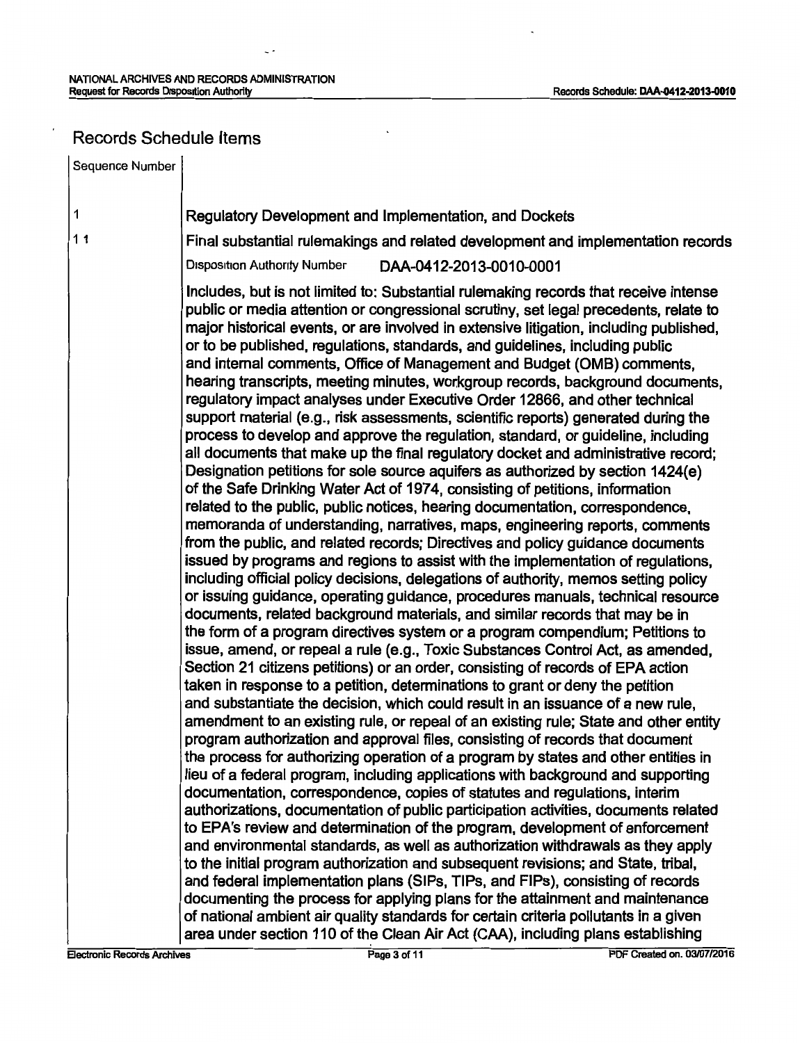## Records Schedule Items

| Sequence Number | |
|---|---|
| 1 | Regulatory Development and Implementation, and Dockets |
| 1 1 | Final substantial rulemakings and related development and implementation records |

Disposition Authority Number DAA-0412-2013-0010-0001

Includes, but is not limited to: Substantial rulemaking records that receive intense public or media attention or congressional scrutiny, set legal precedents, relate to major historical events, or are involved in extensive litigation, including published, or to be published, regulations, standards, and guidelines, including public and internal comments, Office of Management and Budget (OMB) comments, hearing transcripts, meeting minutes, workgroup records, background documents, regulatory impact analyses under Executive Order 12866, and other technical support material (e.g., risk assessments, scientific reports) generated during the process to develop and approve the regulation, standard, or guideline, including all documents that make up the final regulatory docket and administrative record; Designation petitions for sole source aquifers as authorized by section 1424(e) of the Safe Drinking Water Act of 1974, consisting of petitions, information related to the public, public notices, hearing documentation, correspondence, memoranda of understanding, narratives, maps, engineering reports, comments from the public, and related records; Directives and policy guidance documents issued by programs and regions to assist with the implementation of regulations, including official policy decisions, delegations of authority, memos setting policy or issuing guidance, operating guidance, procedures manuals, technical resource documents, related background materials, and similar records that may be in the form of a program directives system or a program compendium; Petitions to issue, amend, or repeal a rule (e.g., Toxic Substances Control Act, as amended, Section 21 citizens petitions) or an order, consisting of records of EPA action taken in response to a petition, determinations to grant or deny the petition and substantiate the decision, which could result in an issuance of a new rule, amendment to an existing rule, or repeal of an existing rule; State and other entity program authorization and approval files, consisting of records that document the process for authorizing operation of a program by states and other entities in lieu of a federal program, including applications with background and supporting documentation, correspondence, copies of statutes and regulations, interim authorizations, documentation of public participation activities, documents related to EPA's review and determination of the program, development of enforcement and environmental standards, as well as authorization withdrawals as they apply to the initial program authorization and subsequent revisions; and State, tribal, and federal implementation plans (SIPs, TIPs, and FIPs), consisting of records documenting the process for applying plans for the attainment and maintenance of national ambient air quality standards for certain criteria pollutants in a given area under section 110 of the Clean Air Act (CAA), including plans establishing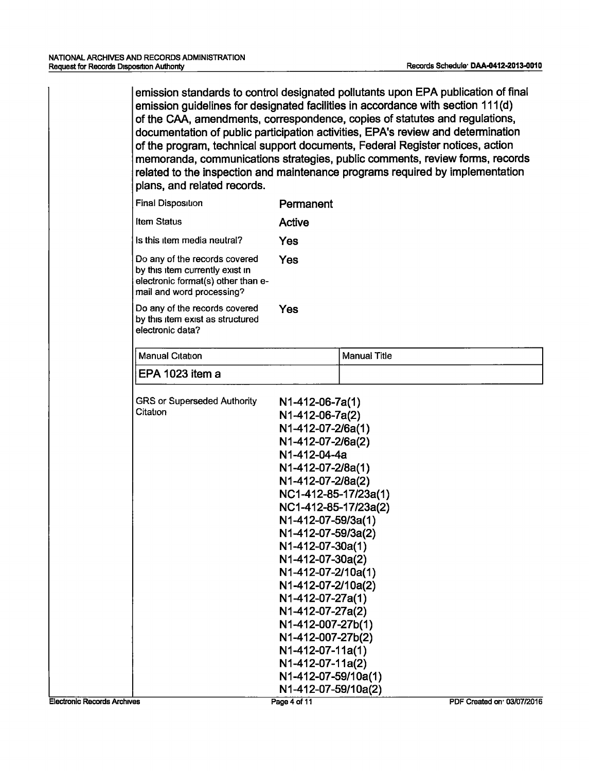emission standards to control designated pollutants upon EPA publication of final emission guidelines for designated facilities in accordance with section 111(d) of the CAA, amendments, correspondence, copies of statutes and regulations, documentation of public participation activities, EPA's review and determination of the program, technical support documents, Federal Register notices, action memoranda, communications strategies, public comments, review forms, records related to the inspection and maintenance programs required by implementation plans, and related records.

| | |
|---|---|
| Final Disposition | **Permanent** |
| Item Status | **Active** |
| Is this item media neutral? | **Yes** |
| Do any of the records covered by this item currently exist in electronic format(s) other than e-mail and word processing? | **Yes** |
| Do any of the records covered by this item exist as structured electronic data? | **Yes** |

| Manual Citation | Manual Title |
|---|---|
| EPA 1023 item a | |

| | |
|---|---|
| GRS or Superseded Authority Citation | N1-412-06-7a(1)<br>N1-412-06-7a(2)<br>N1-412-07-2/6a(1)<br>N1-412-07-2/6a(2)<br>N1-412-04-4a<br>N1-412-07-2/8a(1)<br>N1-412-07-2/8a(2)<br>NC1-412-85-17/23a(1)<br>NC1-412-85-17/23a(2)<br>N1-412-07-59/3a(1)<br>N1-412-07-59/3a(2)<br>N1-412-07-30a(1)<br>N1-412-07-30a(2)<br>N1-412-07-2/10a(1)<br>N1-412-07-2/10a(2)<br>N1-412-07-27a(1)<br>N1-412-07-27a(2)<br>N1-412-007-27b(1)<br>N1-412-007-27b(2)<br>N1-412-07-11a(1)<br>N1-412-07-11a(2)<br>N1-412-07-59/10a(1)<br>N1-412-07-59/10a(2) |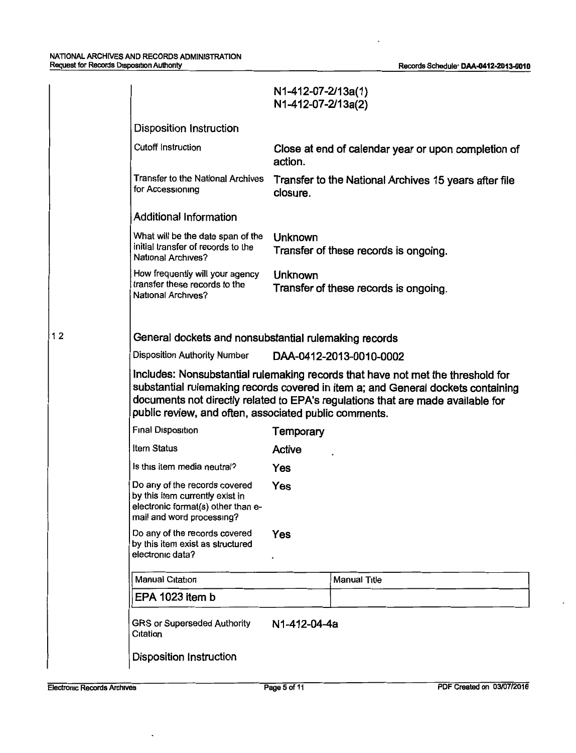N1-412-07-2/13a(1)
N1-412-07-2/13a(2)

### Disposition Instruction

| | |
|---|---|
| Cutoff Instruction | Close at end of calendar year or upon completion of action. |
| Transfer to the National Archives for Accessioning | Transfer to the National Archives 15 years after file closure. |

### Additional Information

| | |
|---|---|
| What will be the date span of the initial transfer of records to the National Archives? | Unknown<br>Transfer of these records is ongoing. |
| How frequently will your agency transfer these records to the National Archives? | Unknown<br>Transfer of these records is ongoing. |

1 2

## General dockets and nonsubstantial rulemaking records

| | |
|---|---|
| Disposition Authority Number | DAA-0412-2013-0010-0002 |

Includes: Nonsubstantial rulemaking records that have not met the threshold for substantial rulemaking records covered in item a; and General dockets containing documents not directly related to EPA's regulations that are made available for public review, and often, associated public comments.

| | |
|---|---|
| Final Disposition | Temporary |
| Item Status | Active |
| Is this item media neutral? | Yes |
| Do any of the records covered by this item currently exist in electronic format(s) other than e-mail and word processing? | Yes |
| Do any of the records covered by this item exist as structured electronic data? | Yes |

| Manual Citation | Manual Title |
|---|---|
| EPA 1023 item b | |

| | |
|---|---|
| GRS or Superseded Authority Citation | N1-412-04-4a |

### Disposition Instruction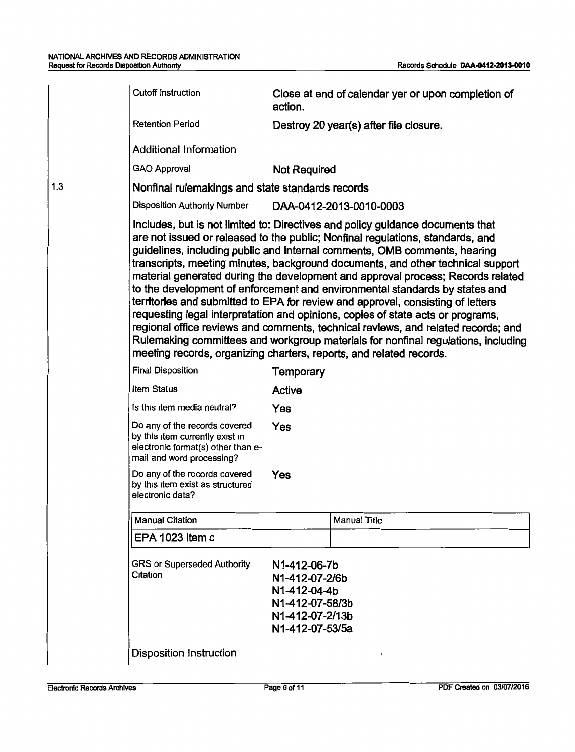| | |
|---|---|
| Cutoff Instruction | Close at end of calendar yer or upon completion of action. |
| Retention Period | Destroy 20 year(s) after file closure. |

Additional Information

| | |
|---|---|
| GAO Approval | Not Required |

## 1.3 Nonfinal rulemakings and state standards records

| | |
|---|---|
| Disposition Authority Number | DAA-0412-2013-0010-0003 |

Includes, but is not limited to: Directives and policy guidance documents that are not issued or released to the public; Nonfinal regulations, standards, and guidelines, including public and internal comments, OMB comments, hearing transcripts, meeting minutes, background documents, and other technical support material generated during the development and approval process; Records related to the development of enforcement and environmental standards by states and territories and submitted to EPA for review and approval, consisting of letters requesting legal interpretation and opinions, copies of state acts or programs, regional office reviews and comments, technical reviews, and related records; and Rulemaking committees and workgroup materials for nonfinal regulations, including meeting records, organizing charters, reports, and related records.

| | |
|---|---|
| Final Disposition | Temporary |
| Item Status | Active |
| Is this item media neutral? | Yes |
| Do any of the records covered by this item currently exist in electronic format(s) other than e-mail and word processing? | Yes |
| Do any of the records covered by this item exist as structured electronic data? | Yes |

| Manual Citation | Manual Title |
|---|---|
| EPA 1023 item c | |

| | |
|---|---|
| GRS or Superseded Authority Citation | N1-412-06-7b<br>N1-412-07-2/6b<br>N1-412-04-4b<br>N1-412-07-58/3b<br>N1-412-07-2/13b<br>N1-412-07-53/5a |

Disposition Instruction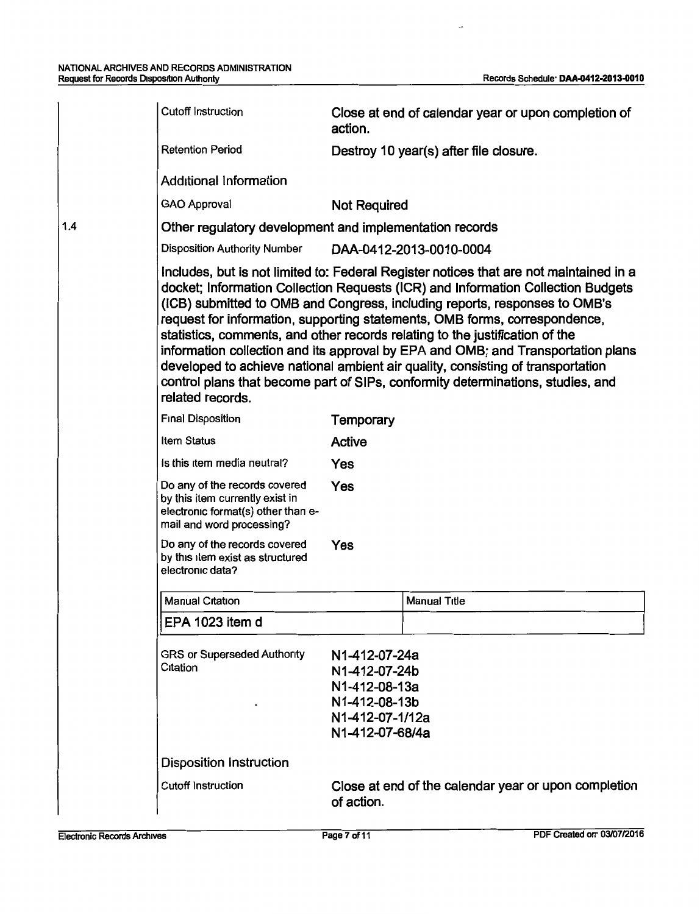| | |
|---|---|
| Cutoff Instruction | Close at end of calendar year or upon completion of action. |
| Retention Period | Destroy 10 year(s) after file closure. |

Additional Information

| | |
|---|---|
| GAO Approval | Not Required |

1.4 Other regulatory development and implementation records

| | |
|---|---|
| Disposition Authority Number | DAA-0412-2013-0010-0004 |

Includes, but is not limited to: Federal Register notices that are not maintained in a docket; Information Collection Requests (ICR) and Information Collection Budgets (ICB) submitted to OMB and Congress, including reports, responses to OMB's request for information, supporting statements, OMB forms, correspondence, statistics, comments, and other records relating to the justification of the information collection and its approval by EPA and OMB; and Transportation plans developed to achieve national ambient air quality, consisting of transportation control plans that become part of SIPs, conformity determinations, studies, and related records.

| | |
|---|---|
| Final Disposition | Temporary |
| Item Status | Active |
| Is this item media neutral? | Yes |
| Do any of the records covered by this item currently exist in electronic format(s) other than e-mail and word processing? | Yes |
| Do any of the records covered by this item exist as structured electronic data? | Yes |

| Manual Citation | Manual Title |
|---|---|
| EPA 1023 item d | |

| | |
|---|---|
| GRS or Superseded Authority Citation | N1-412-07-24a<br>N1-412-07-24b<br>N1-412-08-13a<br>N1-412-08-13b<br>N1-412-07-1/12a<br>N1-412-07-68/4a |

Disposition Instruction

| | |
|---|---|
| Cutoff Instruction | Close at end of the calendar year or upon completion of action. |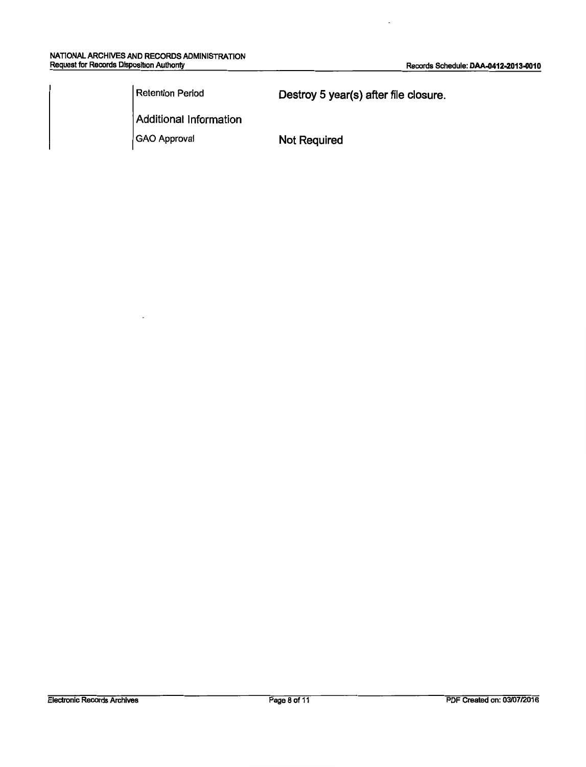| | |
|---|---|
| Retention Period | **Destroy 5 year(s) after file closure.** |
| Additional Information | |
| GAO Approval | **Not Required** |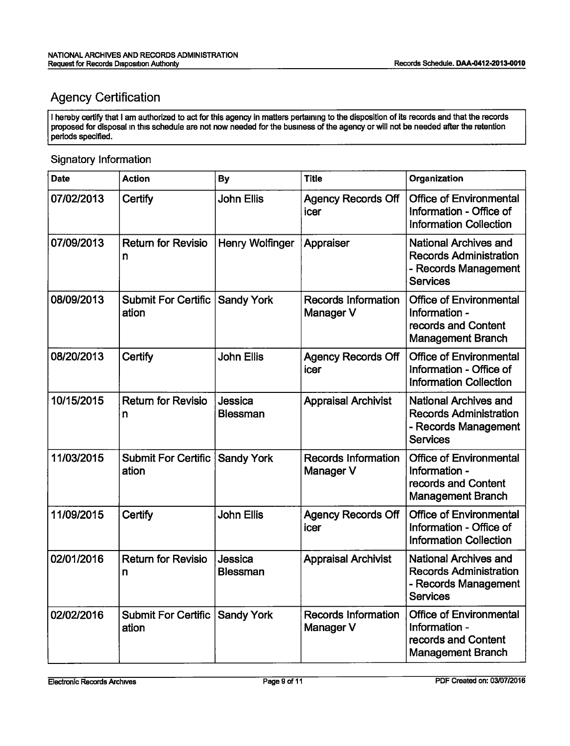## Agency Certification

I hereby certify that I am authorized to act for this agency in matters pertaining to the disposition of its records and that the records proposed for disposal in this schedule are not now needed for the business of the agency or will not be needed after the retention periods specified.

### Signatory Information

| Date | Action | By | Title | Organization |
|---|---|---|---|---|
| 07/02/2013 | Certify | John Ellis | Agency Records Officer | Office of Environmental Information - Office of Information Collection |
| 07/09/2013 | Return for Revision | Henry Wolfinger | Appraiser | National Archives and Records Administration - Records Management Services |
| 08/09/2013 | Submit For Certification | Sandy York | Records Information Manager V | Office of Environmental Information - records and Content Management Branch |
| 08/20/2013 | Certify | John Ellis | Agency Records Officer | Office of Environmental Information - Office of Information Collection |
| 10/15/2015 | Return for Revision | Jessica Blessman | Appraisal Archivist | National Archives and Records Administration - Records Management Services |
| 11/03/2015 | Submit For Certification | Sandy York | Records Information Manager V | Office of Environmental Information - records and Content Management Branch |
| 11/09/2015 | Certify | John Ellis | Agency Records Officer | Office of Environmental Information - Office of Information Collection |
| 02/01/2016 | Return for Revision | Jessica Blessman | Appraisal Archivist | National Archives and Records Administration - Records Management Services |
| 02/02/2016 | Submit For Certification | Sandy York | Records Information Manager V | Office of Environmental Information - records and Content Management Branch |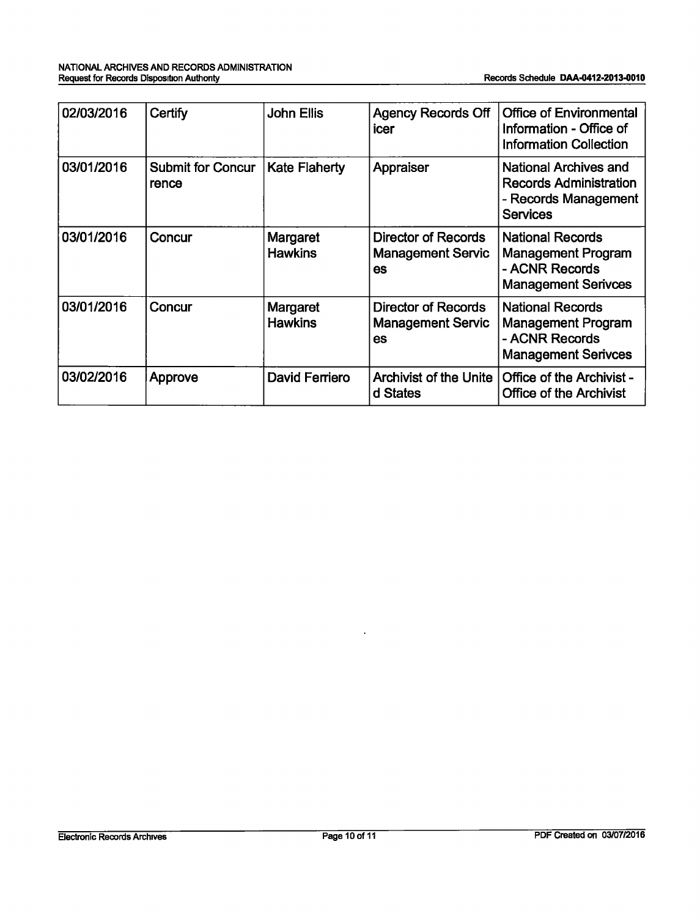| 02/03/2016 | Certify | John Ellis | Agency Records Off icer | Office of Environmental Information - Office of Information Collection |
|---|---|---|---|---|
| 03/01/2016 | Submit for Concur rence | Kate Flaherty | Appraiser | National Archives and Records Administration - Records Management Services |
| 03/01/2016 | Concur | Margaret Hawkins | Director of Records Management Servic es | National Records Management Program - ACNR Records Management Serivces |
| 03/01/2016 | Concur | Margaret Hawkins | Director of Records Management Servic es | National Records Management Program - ACNR Records Management Serivces |
| 03/02/2016 | Approve | David Ferriero | Archivist of the Unite d States | Office of the Archivist - Office of the Archivist |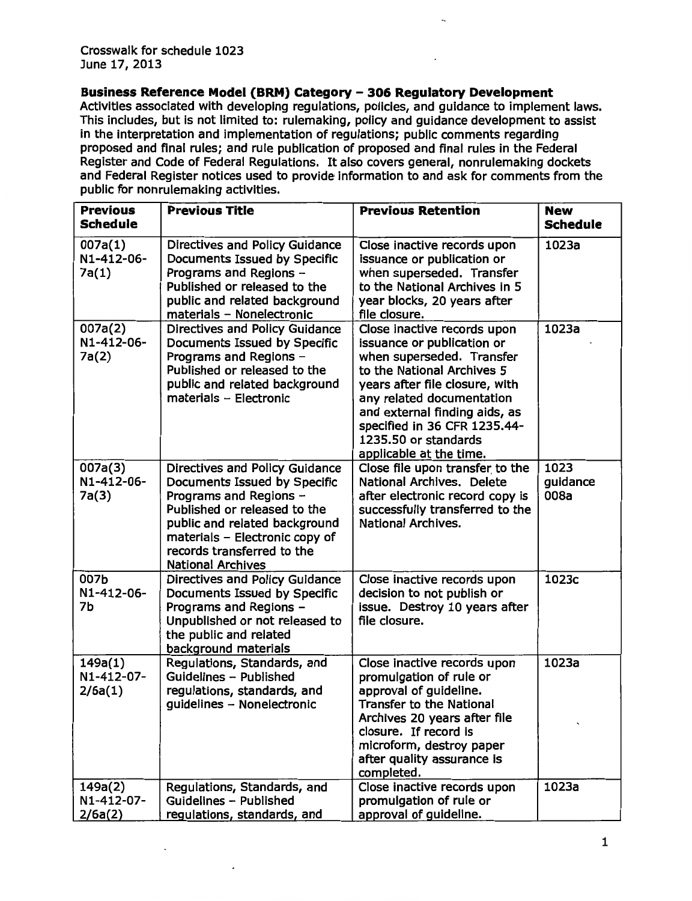Crosswalk for schedule 1023
June 17, 2013

**Business Reference Model (BRM) Category – 306 Regulatory Development**
Activities associated with developing regulations, policies, and guidance to implement laws. This includes, but is not limited to: rulemaking, policy and guidance development to assist in the interpretation and implementation of regulations; public comments regarding proposed and final rules; and rule publication of proposed and final rules in the Federal Register and Code of Federal Regulations. It also covers general, nonrulemaking dockets and Federal Register notices used to provide information to and ask for comments from the public for nonrulemaking activities.

| Previous Schedule | Previous Title | Previous Retention | New Schedule |
|---|---|---|---|
| 007a(1) N1-412-06-7a(1) | Directives and Policy Guidance Documents Issued by Specific Programs and Regions – Published or released to the public and related background materials – Nonelectronic | Close inactive records upon issuance or publication or when superseded. Transfer to the National Archives in 5 year blocks, 20 years after file closure. | 1023a |
| 007a(2) N1-412-06-7a(2) | Directives and Policy Guidance Documents Issued by Specific Programs and Regions – Published or released to the public and related background materials – Electronic | Close inactive records upon issuance or publication or when superseded. Transfer to the National Archives 5 years after file closure, with any related documentation and external finding aids, as specified in 36 CFR 1235.44-1235.50 or standards applicable at the time. | 1023a |
| 007a(3) N1-412-06-7a(3) | Directives and Policy Guidance Documents Issued by Specific Programs and Regions – Published or released to the public and related background materials – Electronic copy of records transferred to the National Archives | Close file upon transfer to the National Archives. Delete after electronic record copy is successfully transferred to the National Archives. | 1023 guidance 008a |
| 007b N1-412-06-7b | Directives and Policy Guidance Documents Issued by Specific Programs and Regions – Unpublished or not released to the public and related background materials | Close inactive records upon decision to not publish or issue. Destroy 10 years after file closure. | 1023c |
| 149a(1) N1-412-07-2/6a(1) | Regulations, Standards, and Guidelines – Published regulations, standards, and guidelines – Nonelectronic | Close inactive records upon promulgation of rule or approval of guideline. Transfer to the National Archives 20 years after file closure. If record is microform, destroy paper after quality assurance is completed. | 1023a |
| 149a(2) N1-412-07-2/6a(2) | Regulations, Standards, and Guidelines – Published regulations, standards, and | Close inactive records upon promulgation of rule or approval of guideline. | 1023a |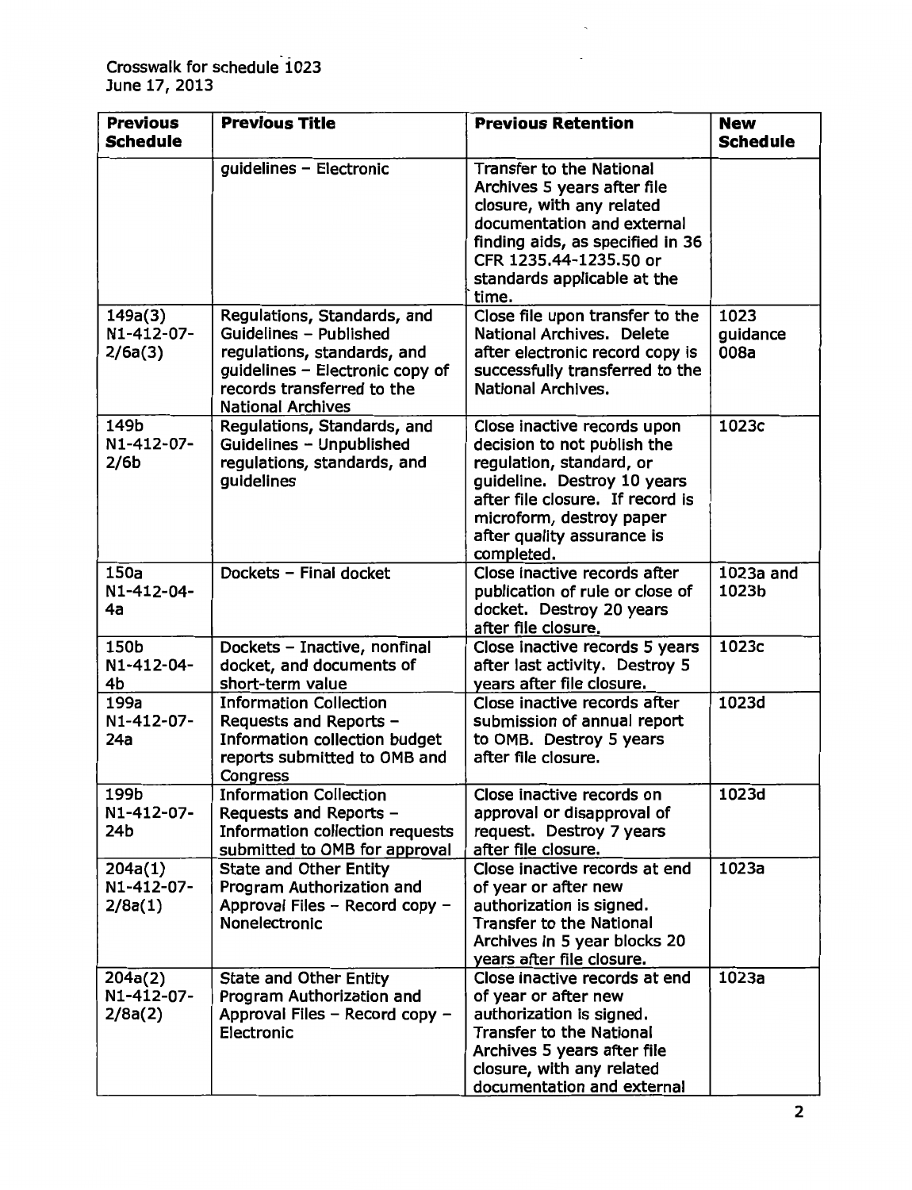Crosswalk for schedule 1023
June 17, 2013

| Previous Schedule | Previous Title | Previous Retention | New Schedule |
|---|---|---|---|
| | guidelines – Electronic | Transfer to the National Archives 5 years after file closure, with any related documentation and external finding aids, as specified in 36 CFR 1235.44-1235.50 or standards applicable at the time. | |
| 149a(3) N1-412-07-2/6a(3) | Regulations, Standards, and Guidelines – Published regulations, standards, and guidelines – Electronic copy of records transferred to the National Archives | Close file upon transfer to the National Archives. Delete after electronic record copy is successfully transferred to the National Archives. | 1023 guidance 008a |
| 149b N1-412-07-2/6b | Regulations, Standards, and Guidelines – Unpublished regulations, standards, and guidelines | Close inactive records upon decision to not publish the regulation, standard, or guideline. Destroy 10 years after file closure. If record is microform, destroy paper after quality assurance is completed. | 1023c |
| 150a N1-412-04-4a | Dockets – Final docket | Close inactive records after publication of rule or close of docket. Destroy 20 years after file closure. | 1023a and 1023b |
| 150b N1-412-04-4b | Dockets – Inactive, nonfinal docket, and documents of short-term value | Close inactive records 5 years after last activity. Destroy 5 years after file closure. | 1023c |
| 199a N1-412-07-24a | Information Collection Requests and Reports – Information collection budget reports submitted to OMB and Congress | Close inactive records after submission of annual report to OMB. Destroy 5 years after file closure. | 1023d |
| 199b N1-412-07-24b | Information Collection Requests and Reports – Information collection requests submitted to OMB for approval | Close inactive records on approval or disapproval of request. Destroy 7 years after file closure. | 1023d |
| 204a(1) N1-412-07-2/8a(1) | State and Other Entity Program Authorization and Approval Files – Record copy – Nonelectronic | Close inactive records at end of year or after new authorization is signed. Transfer to the National Archives in 5 year blocks 20 years after file closure. | 1023a |
| 204a(2) N1-412-07-2/8a(2) | State and Other Entity Program Authorization and Approval Files – Record copy – Electronic | Close inactive records at end of year or after new authorization is signed. Transfer to the National Archives 5 years after file closure, with any related documentation and external | 1023a |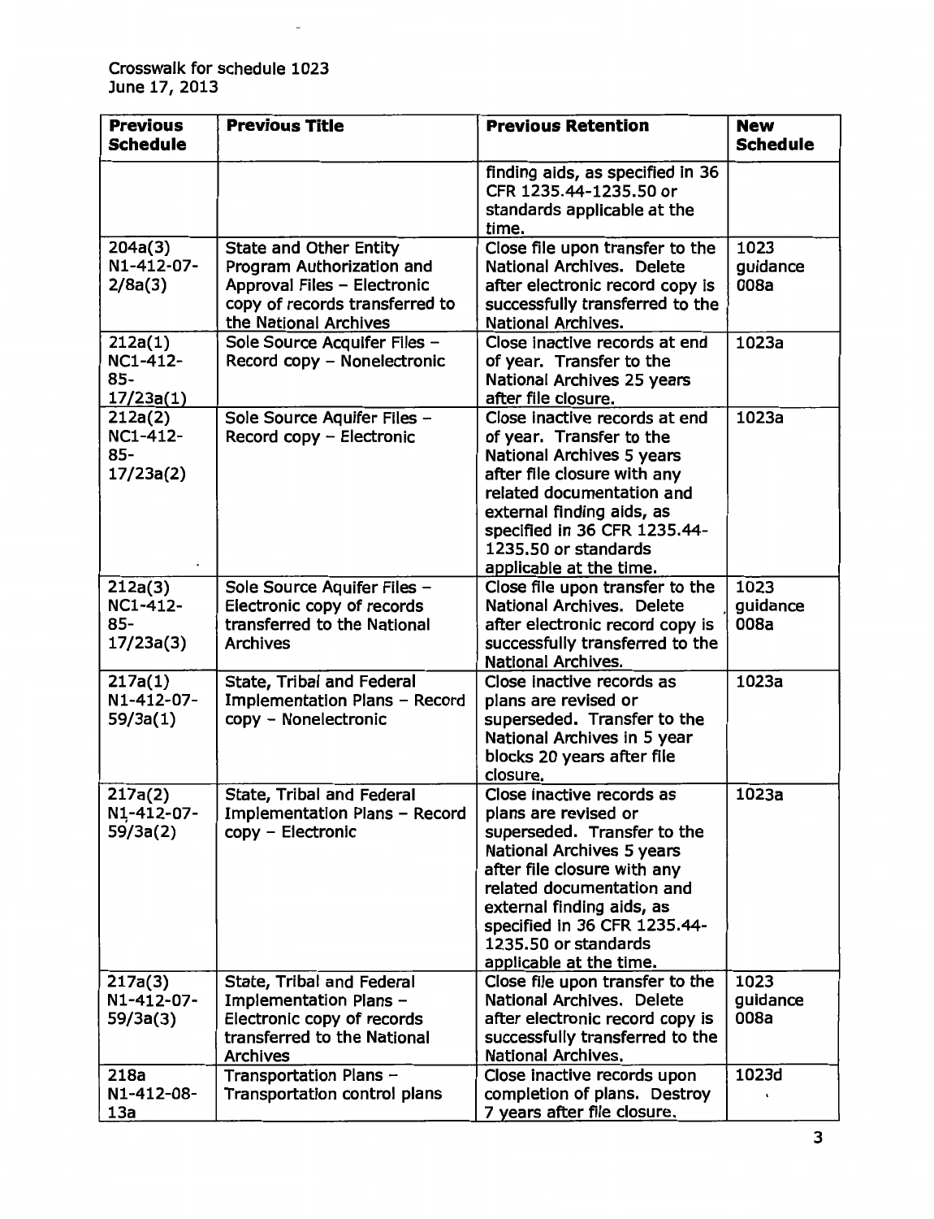Crosswalk for schedule 1023
June 17, 2013

| Previous Schedule | Previous Title | Previous Retention | New Schedule |
|---|---|---|---|
| | | finding aids, as specified in 36 CFR 1235.44-1235.50 or standards applicable at the time. | |
| 204a(3) N1-412-07-2/8a(3) | State and Other Entity Program Authorization and Approval Files – Electronic copy of records transferred to the National Archives | Close file upon transfer to the National Archives. Delete after electronic record copy is successfully transferred to the National Archives. | 1023 guidance 008a |
| 212a(1) NC1-412-85-17/23a(1) | Sole Source Acquifer Files – Record copy – Nonelectronic | Close inactive records at end of year. Transfer to the National Archives 25 years after file closure. | 1023a |
| 212a(2) NC1-412-85-17/23a(2) | Sole Source Aquifer Files – Record copy – Electronic | Close inactive records at end of year. Transfer to the National Archives 5 years after file closure with any related documentation and external finding aids, as specified in 36 CFR 1235.44-1235.50 or standards applicable at the time. | 1023a |
| 212a(3) NC1-412-85-17/23a(3) | Sole Source Aquifer Files – Electronic copy of records transferred to the National Archives | Close file upon transfer to the National Archives. Delete after electronic record copy is successfully transferred to the National Archives. | 1023 guidance 008a |
| 217a(1) N1-412-07-59/3a(1) | State, Tribal and Federal Implementation Plans – Record copy – Nonelectronic | Close inactive records as plans are revised or superseded. Transfer to the National Archives in 5 year blocks 20 years after file closure. | 1023a |
| 217a(2) N1-412-07-59/3a(2) | State, Tribal and Federal Implementation Plans – Record copy – Electronic | Close inactive records as plans are revised or superseded. Transfer to the National Archives 5 years after file closure with any related documentation and external finding aids, as specified in 36 CFR 1235.44-1235.50 or standards applicable at the time. | 1023a |
| 217a(3) N1-412-07-59/3a(3) | State, Tribal and Federal Implementation Plans – Electronic copy of records transferred to the National Archives | Close file upon transfer to the National Archives. Delete after electronic record copy is successfully transferred to the National Archives. | 1023 guidance 008a |
| 218a N1-412-08-13a | Transportation Plans – Transportation control plans | Close inactive records upon completion of plans. Destroy 7 years after file closure. | 1023d |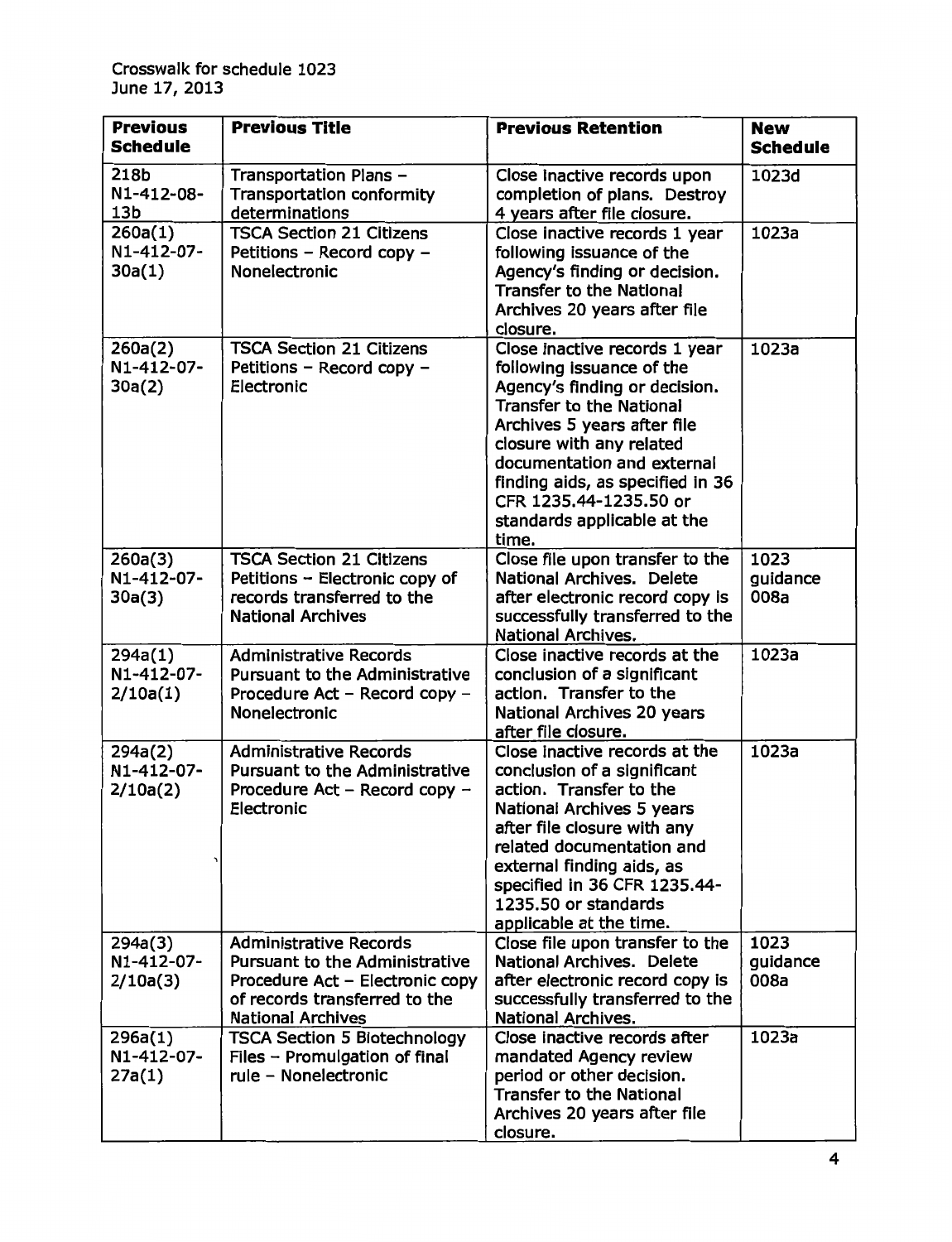Crosswalk for schedule 1023
June 17, 2013

| Previous Schedule | Previous Title | Previous Retention | New Schedule |
|---|---|---|---|
| 218b N1-412-08-13b | Transportation Plans – Transportation conformity determinations | Close inactive records upon completion of plans. Destroy 4 years after file closure. | 1023d |
| 260a(1) N1-412-07-30a(1) | TSCA Section 21 Citizens Petitions – Record copy – Nonelectronic | Close inactive records 1 year following issuance of the Agency's finding or decision. Transfer to the National Archives 20 years after file closure. | 1023a |
| 260a(2) N1-412-07-30a(2) | TSCA Section 21 Citizens Petitions – Record copy – Electronic | Close inactive records 1 year following issuance of the Agency's finding or decision. Transfer to the National Archives 5 years after file closure with any related documentation and external finding aids, as specified in 36 CFR 1235.44-1235.50 or standards applicable at the time. | 1023a |
| 260a(3) N1-412-07-30a(3) | TSCA Section 21 Citizens Petitions – Electronic copy of records transferred to the National Archives | Close file upon transfer to the National Archives. Delete after electronic record copy is successfully transferred to the National Archives. | 1023 guidance 008a |
| 294a(1) N1-412-07-2/10a(1) | Administrative Records Pursuant to the Administrative Procedure Act – Record copy – Nonelectronic | Close inactive records at the conclusion of a significant action. Transfer to the National Archives 20 years after file closure. | 1023a |
| 294a(2) N1-412-07-2/10a(2) | Administrative Records Pursuant to the Administrative Procedure Act – Record copy – Electronic | Close inactive records at the conclusion of a significant action. Transfer to the National Archives 5 years after file closure with any related documentation and external finding aids, as specified in 36 CFR 1235.44-1235.50 or standards applicable at the time. | 1023a |
| 294a(3) N1-412-07-2/10a(3) | Administrative Records Pursuant to the Administrative Procedure Act – Electronic copy of records transferred to the National Archives | Close file upon transfer to the National Archives. Delete after electronic record copy is successfully transferred to the National Archives. | 1023 guidance 008a |
| 296a(1) N1-412-07-27a(1) | TSCA Section 5 Biotechnology Files – Promulgation of final rule – Nonelectronic | Close inactive records after mandated Agency review period or other decision. Transfer to the National Archives 20 years after file closure. | 1023a |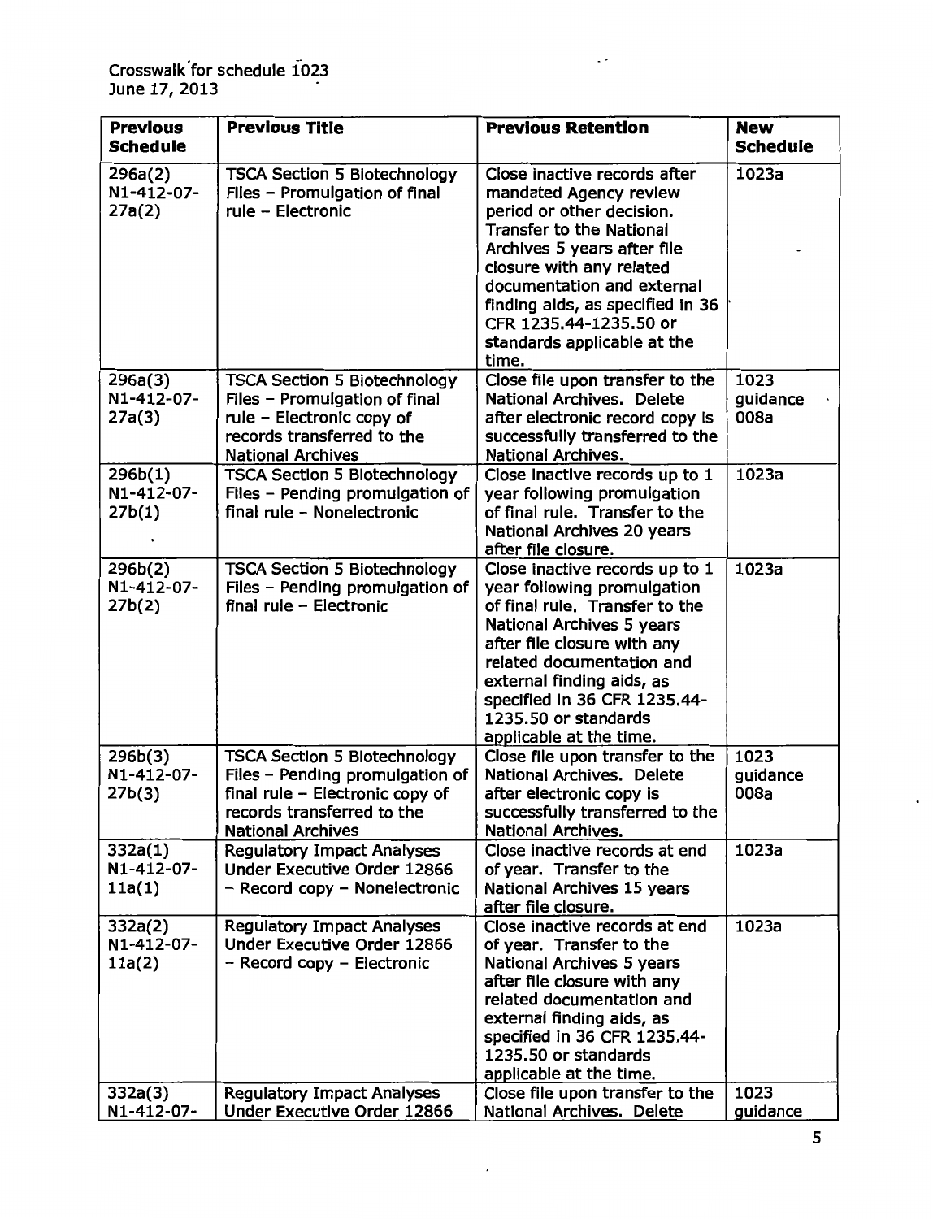Crosswalk for schedule 1023
June 17, 2013

| Previous Schedule | Previous Title | Previous Retention | New Schedule |
|---|---|---|---|
| 296a(2) N1-412-07-27a(2) | TSCA Section 5 Biotechnology Files – Promulgation of final rule – Electronic | Close inactive records after mandated Agency review period or other decision. Transfer to the National Archives 5 years after file closure with any related documentation and external finding aids, as specified in 36 CFR 1235.44-1235.50 or standards applicable at the time. | 1023a |
| 296a(3) N1-412-07-27a(3) | TSCA Section 5 Biotechnology Files – Promulgation of final rule – Electronic copy of records transferred to the National Archives | Close file upon transfer to the National Archives. Delete after electronic record copy is successfully transferred to the National Archives. | 1023 guidance 008a |
| 296b(1) N1-412-07-27b(1) | TSCA Section 5 Biotechnology Files – Pending promulgation of final rule – Nonelectronic | Close inactive records up to 1 year following promulgation of final rule. Transfer to the National Archives 20 years after file closure. | 1023a |
| 296b(2) N1-412-07-27b(2) | TSCA Section 5 Biotechnology Files – Pending promulgation of final rule – Electronic | Close inactive records up to 1 year following promulgation of final rule. Transfer to the National Archives 5 years after file closure with any related documentation and external finding aids, as specified in 36 CFR 1235.44-1235.50 or standards applicable at the time. | 1023a |
| 296b(3) N1-412-07-27b(3) | TSCA Section 5 Biotechnology Files – Pending promulgation of final rule – Electronic copy of records transferred to the National Archives | Close file upon transfer to the National Archives. Delete after electronic copy is successfully transferred to the National Archives. | 1023 guidance 008a |
| 332a(1) N1-412-07-11a(1) | Regulatory Impact Analyses Under Executive Order 12866 – Record copy – Nonelectronic | Close inactive records at end of year. Transfer to the National Archives 15 years after file closure. | 1023a |
| 332a(2) N1-412-07-11a(2) | Regulatory Impact Analyses Under Executive Order 12866 – Record copy – Electronic | Close inactive records at end of year. Transfer to the National Archives 5 years after file closure with any related documentation and external finding aids, as specified in 36 CFR 1235.44-1235.50 or standards applicable at the time. | 1023a |
| 332a(3) N1-412-07- | Regulatory Impact Analyses Under Executive Order 12866 | Close file upon transfer to the National Archives. Delete | 1023 guidance |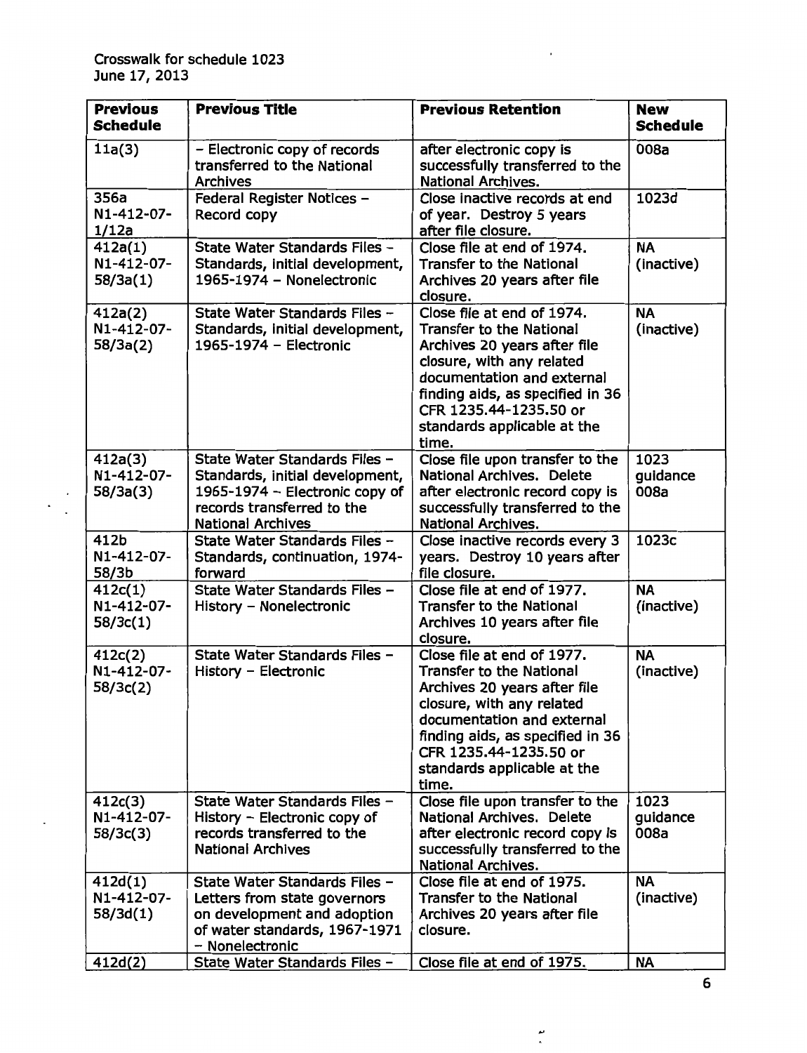Crosswalk for schedule 1023
June 17, 2013

| Previous Schedule | Previous Title | Previous Retention | New Schedule |
|---|---|---|---|
| 11a(3) | – Electronic copy of records transferred to the National Archives | after electronic copy is successfully transferred to the National Archives. | 008a |
| 356a N1-412-07-1/12a | Federal Register Notices – Record copy | Close inactive records at end of year. Destroy 5 years after file closure. | 1023d |
| 412a(1) N1-412-07-58/3a(1) | State Water Standards Files – Standards, initial development, 1965-1974 – Nonelectronic | Close file at end of 1974. Transfer to the National Archives 20 years after file closure. | NA (inactive) |
| 412a(2) N1-412-07-58/3a(2) | State Water Standards Files – Standards, initial development, 1965-1974 – Electronic | Close file at end of 1974. Transfer to the National Archives 20 years after file closure, with any related documentation and external finding aids, as specified in 36 CFR 1235.44-1235.50 or standards applicable at the time. | NA (inactive) |
| 412a(3) N1-412-07-58/3a(3) | State Water Standards Files – Standards, initial development, 1965-1974 – Electronic copy of records transferred to the National Archives | Close file upon transfer to the National Archives. Delete after electronic record copy is successfully transferred to the National Archives. | 1023 guidance 008a |
| 412b N1-412-07-58/3b | State Water Standards Files – Standards, continuation, 1974-forward | Close inactive records every 3 years. Destroy 10 years after file closure. | 1023c |
| 412c(1) N1-412-07-58/3c(1) | State Water Standards Files – History – Nonelectronic | Close file at end of 1977. Transfer to the National Archives 10 years after file closure. | NA (inactive) |
| 412c(2) N1-412-07-58/3c(2) | State Water Standards Files – History – Electronic | Close file at end of 1977. Transfer to the National Archives 20 years after file closure, with any related documentation and external finding aids, as specified in 36 CFR 1235.44-1235.50 or standards applicable at the time. | NA (inactive) |
| 412c(3) N1-412-07-58/3c(3) | State Water Standards Files – History – Electronic copy of records transferred to the National Archives | Close file upon transfer to the National Archives. Delete after electronic record copy is successfully transferred to the National Archives. | 1023 guidance 008a |
| 412d(1) N1-412-07-58/3d(1) | State Water Standards Files – Letters from state governors on development and adoption of water standards, 1967-1971 – Nonelectronic | Close file at end of 1975. Transfer to the National Archives 20 years after file closure. | NA (inactive) |
| 412d(2) | State Water Standards Files – | Close file at end of 1975. | NA |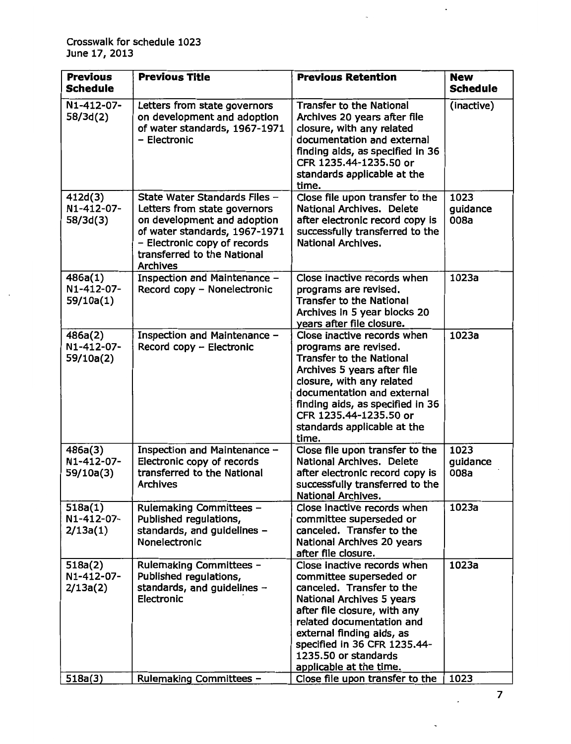Crosswalk for schedule 1023
June 17, 2013

| Previous Schedule | Previous Title | Previous Retention | New Schedule |
|---|---|---|---|
| N1-412-07-58/3d(2) | Letters from state governors on development and adoption of water standards, 1967-1971 – Electronic | Transfer to the National Archives 20 years after file closure, with any related documentation and external finding aids, as specified in 36 CFR 1235.44-1235.50 or standards applicable at the time. | (inactive) |
| 412d(3) N1-412-07-58/3d(3) | State Water Standards Files – Letters from state governors on development and adoption of water standards, 1967-1971 – Electronic copy of records transferred to the National Archives | Close file upon transfer to the National Archives. Delete after electronic record copy is successfully transferred to the National Archives. | 1023 guidance 008a |
| 486a(1) N1-412-07-59/10a(1) | Inspection and Maintenance – Record copy – Nonelectronic | Close inactive records when programs are revised. Transfer to the National Archives in 5 year blocks 20 years after file closure. | 1023a |
| 486a(2) N1-412-07-59/10a(2) | Inspection and Maintenance – Record copy – Electronic | Close inactive records when programs are revised. Transfer to the National Archives 5 years after file closure, with any related documentation and external finding aids, as specified in 36 CFR 1235.44-1235.50 or standards applicable at the time. | 1023a |
| 486a(3) N1-412-07-59/10a(3) | Inspection and Maintenance – Electronic copy of records transferred to the National Archives | Close file upon transfer to the National Archives. Delete after electronic record copy is successfully transferred to the National Archives. | 1023 guidance 008a |
| 518a(1) N1-412-07-2/13a(1) | Rulemaking Committees – Published regulations, standards, and guidelines – Nonelectronic | Close inactive records when committee superseded or canceled. Transfer to the National Archives 20 years after file closure. | 1023a |
| 518a(2) N1-412-07-2/13a(2) | Rulemaking Committees – Published regulations, standards, and guidelines – Electronic | Close inactive records when committee superseded or canceled. Transfer to the National Archives 5 years after file closure, with any related documentation and external finding aids, as specified in 36 CFR 1235.44-1235.50 or standards applicable at the time. | 1023a |
| 518a(3) | Rulemaking Committees – | Close file upon transfer to the | 1023 |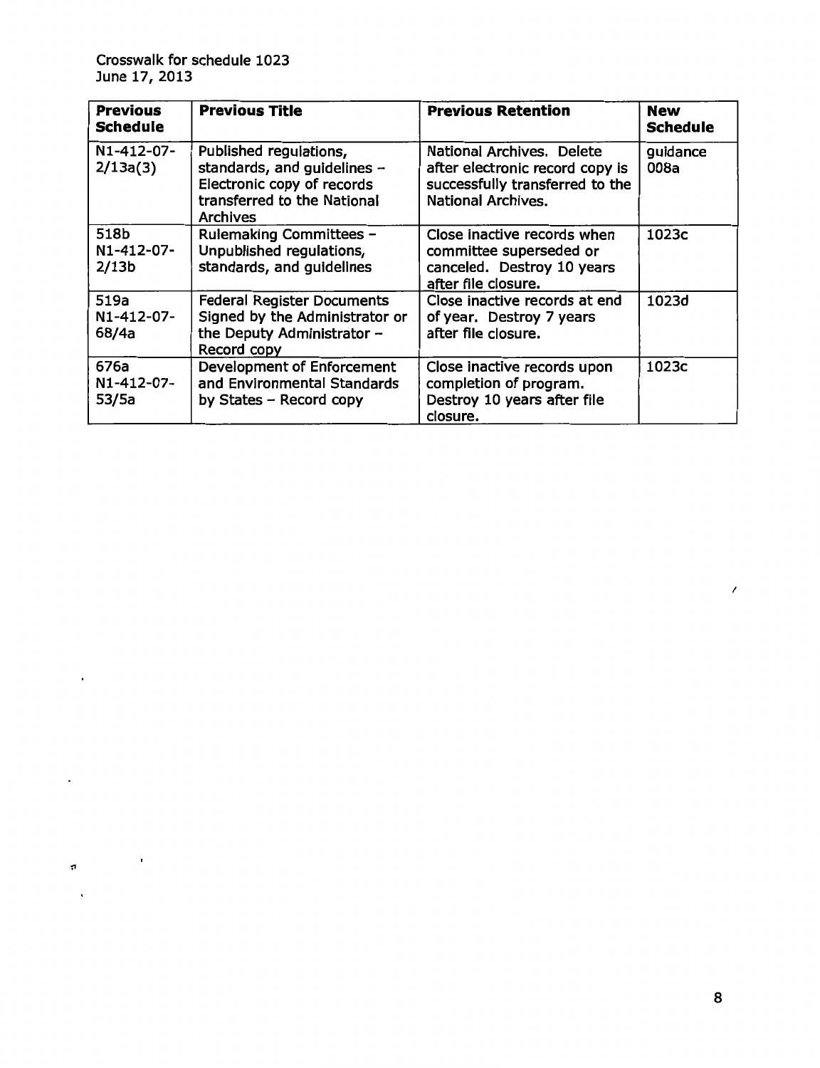Crosswalk for schedule 1023
June 17, 2013

| Previous Schedule | Previous Title | Previous Retention | New Schedule |
|---|---|---|---|
| N1-412-07-2/13a(3) | Published regulations, standards, and guidelines – Electronic copy of records transferred to the National Archives | National Archives. Delete after electronic record copy is successfully transferred to the National Archives. | guidance 008a |
| 518b N1-412-07-2/13b | Rulemaking Committees – Unpublished regulations, standards, and guidelines | Close inactive records when committee superseded or canceled. Destroy 10 years after file closure. | 1023c |
| 519a N1-412-07-68/4a | Federal Register Documents Signed by the Administrator or the Deputy Administrator – Record copy | Close inactive records at end of year. Destroy 7 years after file closure. | 1023d |
| 676a N1-412-07-53/5a | Development of Enforcement and Environmental Standards by States – Record copy | Close inactive records upon completion of program. Destroy 10 years after file closure. | 1023c |